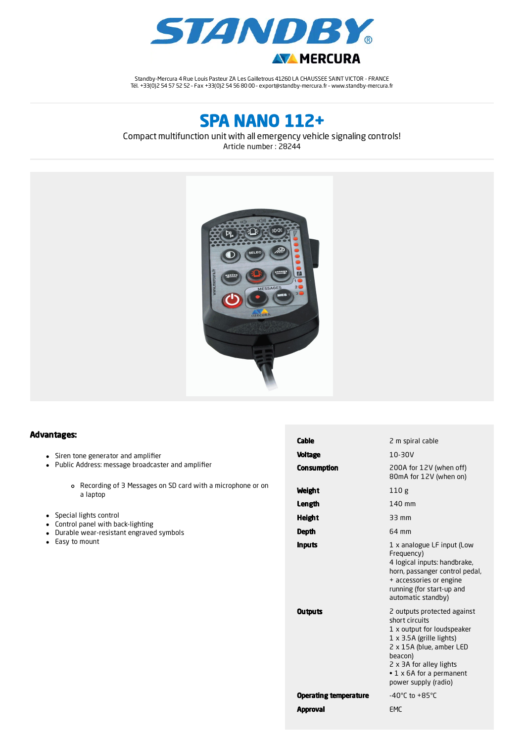# STANDBY

MERCURA

Standby-Mercura 4 Rue Louis Pasteur ZA Les Gailletrous 41260 LA CHAUSSEE SAINT VICTOR - FRANCE
Tél. +33(0)2 54 57 52 52 - Fax +33(0)2 54 56 80 00 - export@standby-mercura.fr - www.standby-mercura.fr

## SPA NANO 112+

Compact multifunction unit with all emergency vehicle signaling controls!
Article number : 28244

### Advantages:

- Siren tone generator and amplifier
- Public Address: message broadcaster and amplifier
  - Recording of 3 Messages on SD card with a microphone or on a laptop
- Special lights control
- Control panel with back-lighting
- Durable wear-resistant engraved symbols
- Easy to mount

| | |
|---|---|
| **Cable** | 2 m spiral cable |
| **Voltage** | 10-30V |
| **Consumption** | 200A for 12V (when off)<br>80mA for 12V (when on) |
| **Weight** | 110 g |
| **Length** | 140 mm |
| **Height** | 33 mm |
| **Depth** | 64 mm |
| **Inputs** | 1 x analogue LF input (Low Frequency)<br>4 logical inputs: handbrake, horn, passanger control pedal, + accessories or engine running (for start-up and automatic standby) |
| **Outputs** | 2 outputs protected against short circuits<br>1 x output for loudspeaker<br>1 x 3.5A (grille lights)<br>2 x 15A (blue, amber LED beacon)<br>2 x 3A for alley lights<br>• 1 x 6A for a permanent power supply (radio) |
| **Operating temperature** | -40°C to +85°C |
| **Approval** | EMC |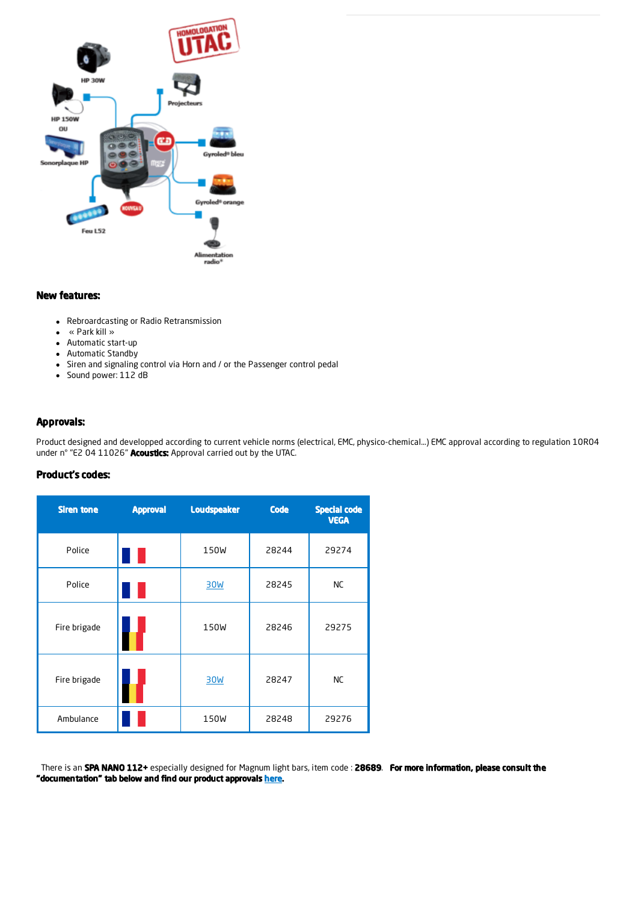## New features:

- Rebroardcasting or Radio Retransmission
- « Park kill »
- Automatic start-up
- Automatic Standby
- Siren and signaling control via Horn and / or the Passenger control pedal
- Sound power: 112 dB

## Approvals:

Product designed and developped according to current vehicle norms (electrical, EMC, physico-chemical...) EMC approval according to regulation 10R04 under n° "E2 04 11026" **Acoustics:** Approval carried out by the UTAC.

## Product's codes:

| Siren tone | Approval | Loudspeaker | Code | Special code VEGA |
|---|---|---|---|---|
| Police | | 150W | 28244 | 29274 |
| Police | | 30W | 28245 | NC |
| Fire brigade | | 150W | 28246 | 29275 |
| Fire brigade | | 30W | 28247 | NC |
| Ambulance | | 150W | 28248 | 29276 |

There is an **SPA NANO 112+** especially designed for Magnum light bars, item code : **28689**. **For more information, please consult the "documentation" tab below and find our product approvals here.**